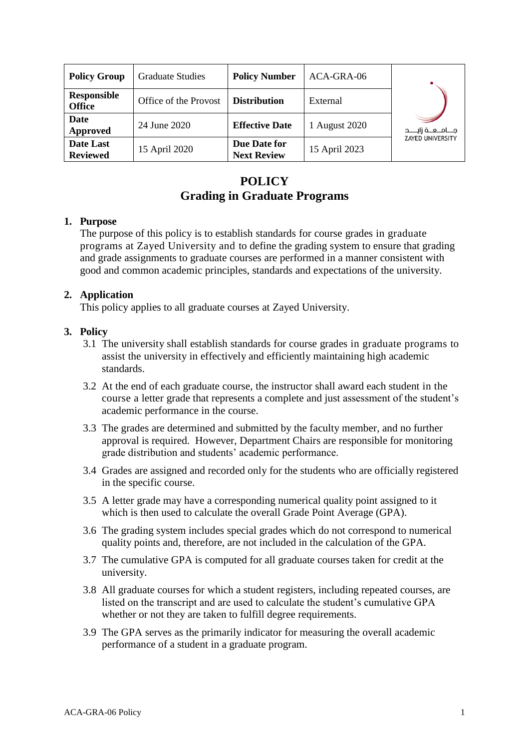| Policy Group | Graduate Studies | Policy Number | ACA-GRA-06 | جـامـعـة زايـد ZAYED UNIVERSITY |
|---|---|---|---|---|
| Responsible Office | Office of the Provost | Distribution | External | |
| Date Approved | 24 June 2020 | Effective Date | 1 August 2020 | |
| Date Last Reviewed | 15 April 2020 | Due Date for Next Review | 15 April 2023 | |

# POLICY
# Grading in Graduate Programs

## 1. Purpose

The purpose of this policy is to establish standards for course grades in graduate programs at Zayed University and to define the grading system to ensure that grading and grade assignments to graduate courses are performed in a manner consistent with good and common academic principles, standards and expectations of the university.

## 2. Application

This policy applies to all graduate courses at Zayed University.

## 3. Policy

3.1 The university shall establish standards for course grades in graduate programs to assist the university in effectively and efficiently maintaining high academic standards.

3.2 At the end of each graduate course, the instructor shall award each student in the course a letter grade that represents a complete and just assessment of the student's academic performance in the course.

3.3 The grades are determined and submitted by the faculty member, and no further approval is required. However, Department Chairs are responsible for monitoring grade distribution and students' academic performance.

3.4 Grades are assigned and recorded only for the students who are officially registered in the specific course.

3.5 A letter grade may have a corresponding numerical quality point assigned to it which is then used to calculate the overall Grade Point Average (GPA).

3.6 The grading system includes special grades which do not correspond to numerical quality points and, therefore, are not included in the calculation of the GPA.

3.7 The cumulative GPA is computed for all graduate courses taken for credit at the university.

3.8 All graduate courses for which a student registers, including repeated courses, are listed on the transcript and are used to calculate the student's cumulative GPA whether or not they are taken to fulfill degree requirements.

3.9 The GPA serves as the primarily indicator for measuring the overall academic performance of a student in a graduate program.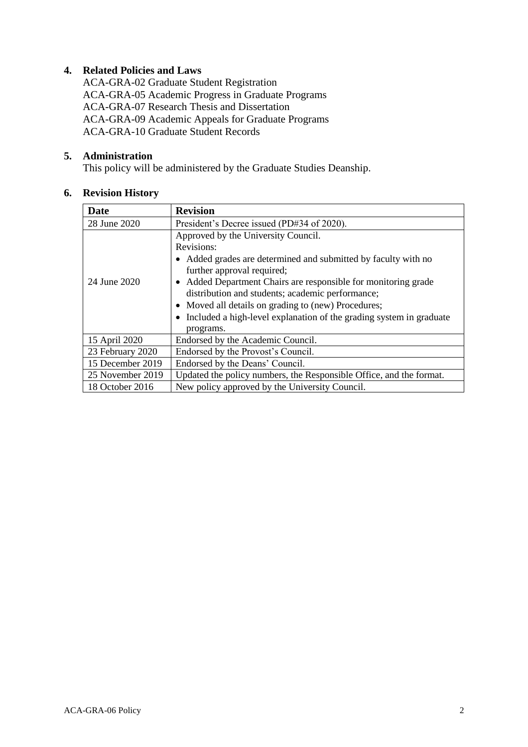## 4. Related Policies and Laws

ACA-GRA-02 Graduate Student Registration
ACA-GRA-05 Academic Progress in Graduate Programs
ACA-GRA-07 Research Thesis and Dissertation
ACA-GRA-09 Academic Appeals for Graduate Programs
ACA-GRA-10 Graduate Student Records

## 5. Administration

This policy will be administered by the Graduate Studies Deanship.

## 6. Revision History

| Date | Revision |
|---|---|
| 28 June 2020 | President's Decree issued (PD#34 of 2020). |
| 24 June 2020 | Approved by the University Council.<br>Revisions:<br>• Added grades are determined and submitted by faculty with no further approval required;<br>• Added Department Chairs are responsible for monitoring grade distribution and students; academic performance;<br>• Moved all details on grading to (new) Procedures;<br>• Included a high-level explanation of the grading system in graduate programs. |
| 15 April 2020 | Endorsed by the Academic Council. |
| 23 February 2020 | Endorsed by the Provost's Council. |
| 15 December 2019 | Endorsed by the Deans' Council. |
| 25 November 2019 | Updated the policy numbers, the Responsible Office, and the format. |
| 18 October 2016 | New policy approved by the University Council. |